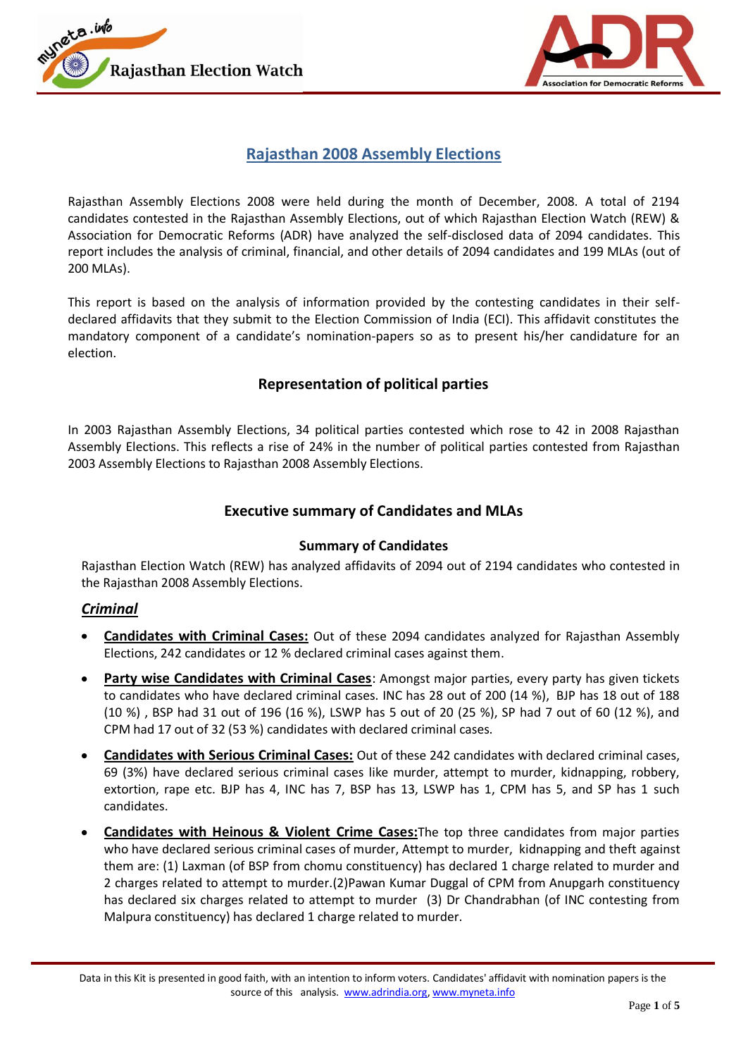# Rajasthan 2008 Assembly Elections

Rajasthan Assembly Elections 2008 were held during the month of December, 2008. A total of 2194 candidates contested in the Rajasthan Assembly Elections, out of which Rajasthan Election Watch (REW) & Association for Democratic Reforms (ADR) have analyzed the self-disclosed data of 2094 candidates. This report includes the analysis of criminal, financial, and other details of 2094 candidates and 199 MLAs (out of 200 MLAs).

This report is based on the analysis of information provided by the contesting candidates in their self-declared affidavits that they submit to the Election Commission of India (ECI). This affidavit constitutes the mandatory component of a candidate's nomination-papers so as to present his/her candidature for an election.

## Representation of political parties

In 2003 Rajasthan Assembly Elections, 34 political parties contested which rose to 42 in 2008 Rajasthan Assembly Elections. This reflects a rise of 24% in the number of political parties contested from Rajasthan 2003 Assembly Elections to Rajasthan 2008 Assembly Elections.

## Executive summary of Candidates and MLAs

### Summary of Candidates

Rajasthan Election Watch (REW) has analyzed affidavits of 2094 out of 2194 candidates who contested in the Rajasthan 2008 Assembly Elections.

#### *Criminal*

- **Candidates with Criminal Cases:** Out of these 2094 candidates analyzed for Rajasthan Assembly Elections, 242 candidates or 12 % declared criminal cases against them.
- **Party wise Candidates with Criminal Cases**: Amongst major parties, every party has given tickets to candidates who have declared criminal cases. INC has 28 out of 200 (14 %), BJP has 18 out of 188 (10 %) , BSP had 31 out of 196 (16 %), LSWP has 5 out of 20 (25 %), SP had 7 out of 60 (12 %), and CPM had 17 out of 32 (53 %) candidates with declared criminal cases.
- **Candidates with Serious Criminal Cases:** Out of these 242 candidates with declared criminal cases, 69 (3%) have declared serious criminal cases like murder, attempt to murder, kidnapping, robbery, extortion, rape etc. BJP has 4, INC has 7, BSP has 13, LSWP has 1, CPM has 5, and SP has 1 such candidates.
- **Candidates with Heinous & Violent Crime Cases:**The top three candidates from major parties who have declared serious criminal cases of murder, Attempt to murder, kidnapping and theft against them are: (1) Laxman (of BSP from chomu constituency) has declared 1 charge related to murder and 2 charges related to attempt to murder.(2)Pawan Kumar Duggal of CPM from Anupgarh constituency has declared six charges related to attempt to murder (3) Dr Chandrabhan (of INC contesting from Malpura constituency) has declared 1 charge related to murder.

Data in this Kit is presented in good faith, with an intention to inform voters. Candidates' affidavit with nomination papers is the source of this analysis. www.adrindia.org, www.myneta.info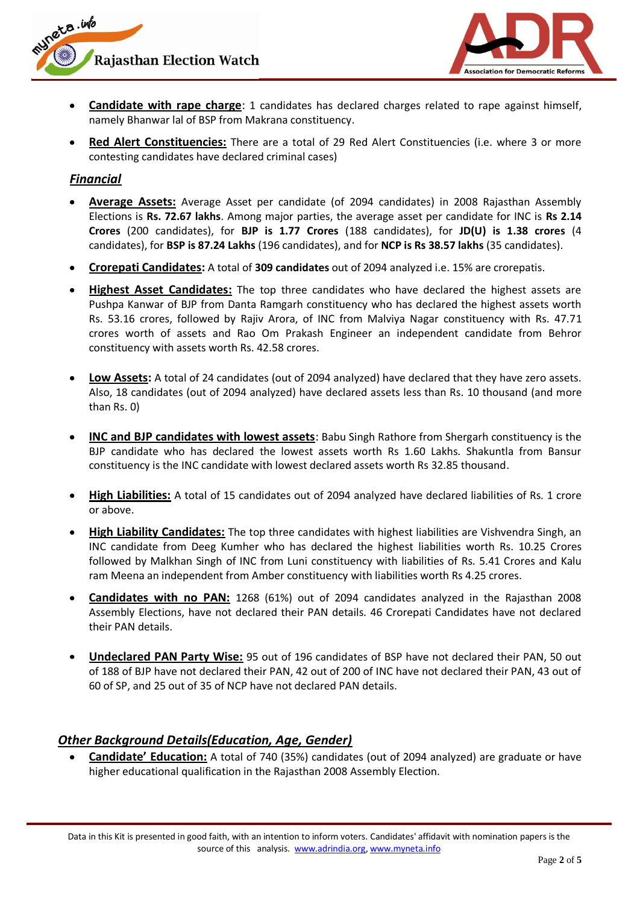- **Candidate with rape charge**: 1 candidates has declared charges related to rape against himself, namely Bhanwar lal of BSP from Makrana constituency.
- **Red Alert Constituencies:** There are a total of 29 Red Alert Constituencies (i.e. where 3 or more contesting candidates have declared criminal cases)

***Financial***

- **Average Assets:** Average Asset per candidate (of 2094 candidates) in 2008 Rajasthan Assembly Elections is **Rs. 72.67 lakhs**. Among major parties, the average asset per candidate for INC is **Rs 2.14 Crores** (200 candidates), for **BJP is 1.77 Crores** (188 candidates), for **JD(U) is 1.38 crores** (4 candidates), for **BSP is 87.24 Lakhs** (196 candidates), and for **NCP is Rs 38.57 lakhs** (35 candidates).
- **Crorepati Candidates:** A total of **309 candidates** out of 2094 analyzed i.e. 15% are crorepatis.
- **Highest Asset Candidates:** The top three candidates who have declared the highest assets are Pushpa Kanwar of BJP from Danta Ramgarh constituency who has declared the highest assets worth Rs. 53.16 crores, followed by Rajiv Arora, of INC from Malviya Nagar constituency with Rs. 47.71 crores worth of assets and Rao Om Prakash Engineer an independent candidate from Behror constituency with assets worth Rs. 42.58 crores.
- **Low Assets:** A total of 24 candidates (out of 2094 analyzed) have declared that they have zero assets. Also, 18 candidates (out of 2094 analyzed) have declared assets less than Rs. 10 thousand (and more than Rs. 0)
- **INC and BJP candidates with lowest assets**: Babu Singh Rathore from Shergarh constituency is the BJP candidate who has declared the lowest assets worth Rs 1.60 Lakhs. Shakuntla from Bansur constituency is the INC candidate with lowest declared assets worth Rs 32.85 thousand.
- **High Liabilities:** A total of 15 candidates out of 2094 analyzed have declared liabilities of Rs. 1 crore or above.
- **High Liability Candidates:** The top three candidates with highest liabilities are Vishvendra Singh, an INC candidate from Deeg Kumher who has declared the highest liabilities worth Rs. 10.25 Crores followed by Malkhan Singh of INC from Luni constituency with liabilities of Rs. 5.41 Crores and Kalu ram Meena an independent from Amber constituency with liabilities worth Rs 4.25 crores.
- **Candidates with no PAN:** 1268 (61%) out of 2094 candidates analyzed in the Rajasthan 2008 Assembly Elections, have not declared their PAN details. 46 Crorepati Candidates have not declared their PAN details.
- **Undeclared PAN Party Wise:** 95 out of 196 candidates of BSP have not declared their PAN, 50 out of 188 of BJP have not declared their PAN, 42 out of 200 of INC have not declared their PAN, 43 out of 60 of SP, and 25 out of 35 of NCP have not declared PAN details.

***Other Background Details(Education, Age, Gender)***

- **Candidate' Education:** A total of 740 (35%) candidates (out of 2094 analyzed) are graduate or have higher educational qualification in the Rajasthan 2008 Assembly Election.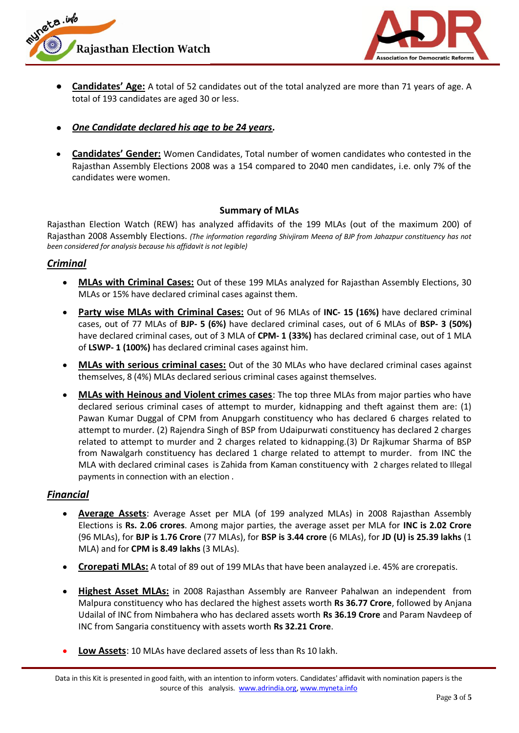- **Candidates' Age:** A total of 52 candidates out of the total analyzed are more than 71 years of age. A total of 193 candidates are aged 30 or less.

- ***One Candidate declared his age to be 24 years.***

- **Candidates' Gender:** Women Candidates, Total number of women candidates who contested in the Rajasthan Assembly Elections 2008 was a 154 compared to 2040 men candidates, i.e. only 7% of the candidates were women.

## Summary of MLAs

Rajasthan Election Watch (REW) has analyzed affidavits of the 199 MLAs (out of the maximum 200) of Rajasthan 2008 Assembly Elections. *(The information regarding Shivjiram Meena of BJP from Jahazpur constituency has not been considered for analysis because his affidavit is not legible)*

### *Criminal*

- **MLAs with Criminal Cases:** Out of these 199 MLAs analyzed for Rajasthan Assembly Elections, 30 MLAs or 15% have declared criminal cases against them.
- **Party wise MLAs with Criminal Cases:** Out of 96 MLAs of **INC- 15 (16%)** have declared criminal cases, out of 77 MLAs of **BJP- 5 (6%)** have declared criminal cases, out of 6 MLAs of **BSP- 3 (50%)** have declared criminal cases, out of 3 MLA of **CPM- 1 (33%)** has declared criminal case, out of 1 MLA of **LSWP- 1 (100%)** has declared criminal cases against him.
- **MLAs with serious criminal cases:** Out of the 30 MLAs who have declared criminal cases against themselves, 8 (4%) MLAs declared serious criminal cases against themselves.
- **MLAs with Heinous and Violent crimes cases**: The top three MLAs from major parties who have declared serious criminal cases of attempt to murder, kidnapping and theft against them are: (1) Pawan Kumar Duggal of CPM from Anupgarh constituency who has declared 6 charges related to attempt to murder. (2) Rajendra Singh of BSP from Udaipurwati constituency has declared 2 charges related to attempt to murder and 2 charges related to kidnapping.(3) Dr Rajkumar Sharma of BSP from Nawalgarh constituency has declared 1 charge related to attempt to murder. from INC the MLA with declared criminal cases is Zahida from Kaman constituency with 2 charges related to Illegal payments in connection with an election .

### *Financial*

- **Average Assets**: Average Asset per MLA (of 199 analyzed MLAs) in 2008 Rajasthan Assembly Elections is **Rs. 2.06 crores**. Among major parties, the average asset per MLA for **INC is 2.02 Crore** (96 MLAs), for **BJP is 1.76 Crore** (77 MLAs), for **BSP is 3.44 crore** (6 MLAs), for **JD (U) is 25.39 lakhs** (1 MLA) and for **CPM is 8.49 lakhs** (3 MLAs).
- **Crorepati MLAs:** A total of 89 out of 199 MLAs that have been analayzed i.e. 45% are crorepatis.
- **Highest Asset MLAs:** in 2008 Rajasthan Assembly are Ranveer Pahalwan an independent from Malpura constituency who has declared the highest assets worth **Rs 36.77 Crore**, followed by Anjana Udailal of INC from Nimbahera who has declared assets worth **Rs 36.19 Crore** and Param Navdeep of INC from Sangaria constituency with assets worth **Rs 32.21 Crore**.
- **Low Assets**: 10 MLAs have declared assets of less than Rs 10 lakh.

Data in this Kit is presented in good faith, with an intention to inform voters. Candidates' affidavit with nomination papers is the source of this analysis. www.adrindia.org, www.myneta.info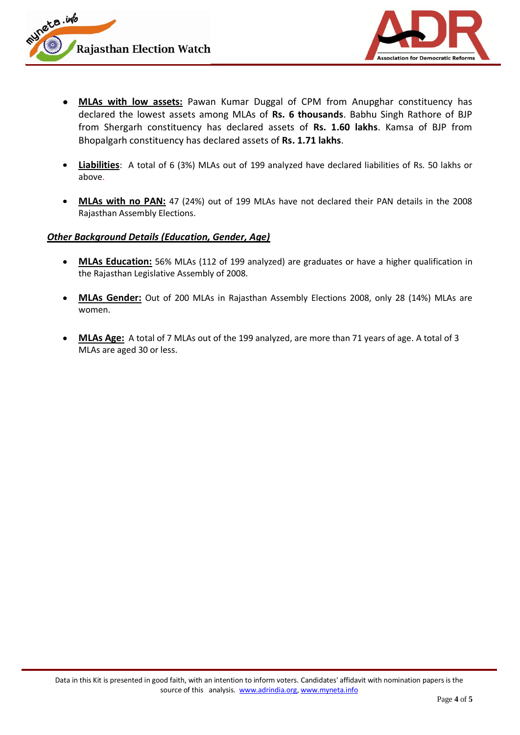- **MLAs with low assets:** Pawan Kumar Duggal of CPM from Anupghar constituency has declared the lowest assets among MLAs of **Rs. 6 thousands**. Babhu Singh Rathore of BJP from Shergarh constituency has declared assets of **Rs. 1.60 lakhs**. Kamsa of BJP from Bhopalgarh constituency has declared assets of **Rs. 1.71 lakhs**.

- **Liabilities**: A total of 6 (3%) MLAs out of 199 analyzed have declared liabilities of Rs. 50 lakhs or above.

- **MLAs with no PAN:** 47 (24%) out of 199 MLAs have not declared their PAN details in the 2008 Rajasthan Assembly Elections.

***Other Background Details (Education, Gender, Age)***

- **MLAs Education:** 56% MLAs (112 of 199 analyzed) are graduates or have a higher qualification in the Rajasthan Legislative Assembly of 2008.

- **MLAs Gender:** Out of 200 MLAs in Rajasthan Assembly Elections 2008, only 28 (14%) MLAs are women.

- **MLAs Age:** A total of 7 MLAs out of the 199 analyzed, are more than 71 years of age. A total of 3 MLAs are aged 30 or less.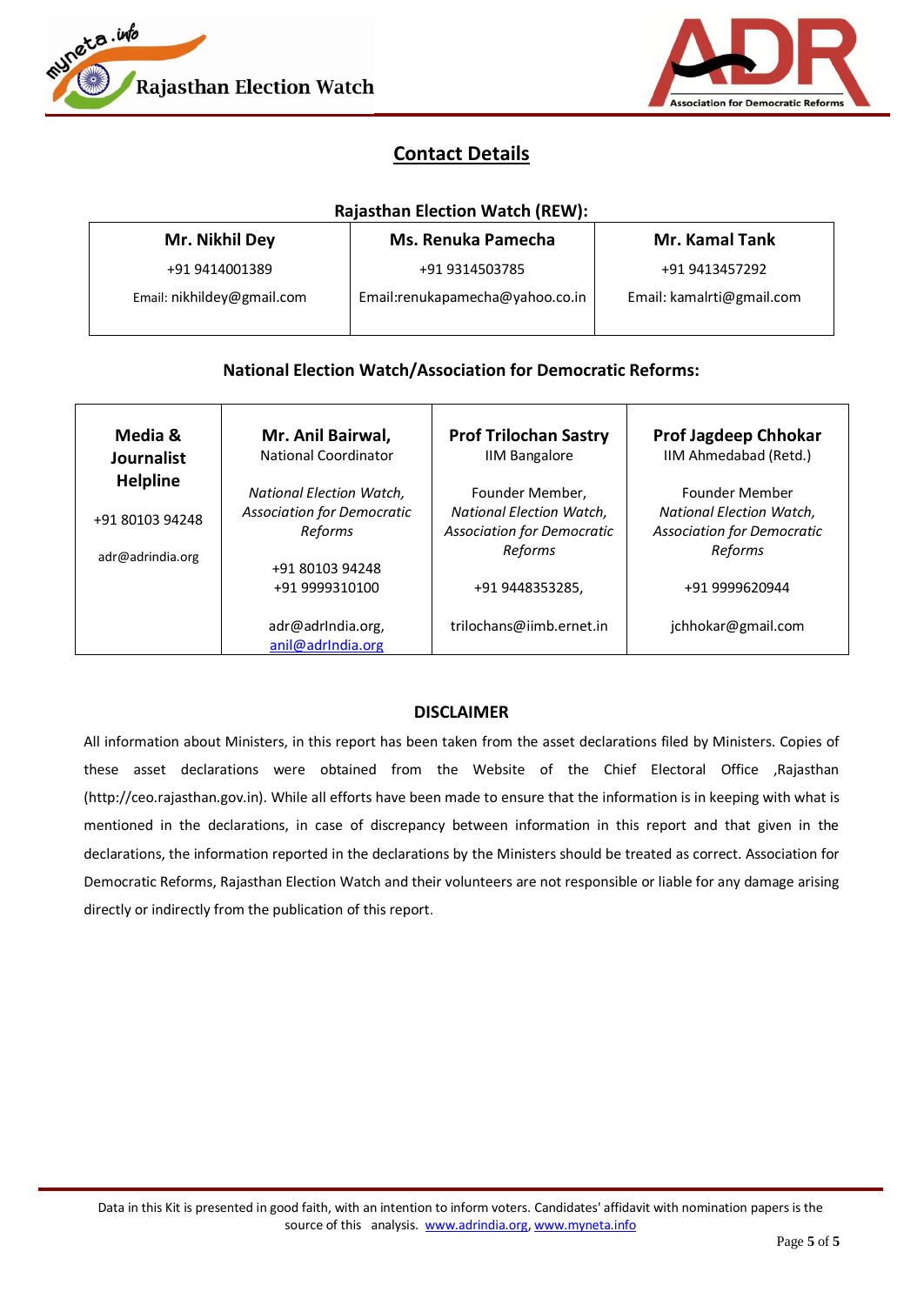## Contact Details

**Rajasthan Election Watch (REW):**

| | | |
|---|---|---|
| **Mr. Nikhil Dey**<br>+91 9414001389<br>Email: nikhildey@gmail.com | **Ms. Renuka Pamecha**<br>+91 9314503785<br>Email:renukapamecha@yahoo.co.in | **Mr. Kamal Tank**<br>+91 9413457292<br>Email: kamalrti@gmail.com |

**National Election Watch/Association for Democratic Reforms:**

| | | | |
|---|---|---|---|
| **Media & Journalist Helpline**<br>+91 80103 94248<br>adr@adrindia.org | **Mr. Anil Bairwal,**<br>National Coordinator<br>*National Election Watch, Association for Democratic Reforms*<br>+91 80103 94248<br>+91 9999310100<br>adr@adrIndia.org,<br>anil@adrIndia.org | **Prof Trilochan Sastry**<br>IIM Bangalore<br>Founder Member, *National Election Watch, Association for Democratic Reforms*<br>+91 9448353285,<br>trilochans@iimb.ernet.in | **Prof Jagdeep Chhokar**<br>IIM Ahmedabad (Retd.)<br>Founder Member *National Election Watch, Association for Democratic Reforms*<br>+91 9999620944<br>jchhokar@gmail.com |

### DISCLAIMER

All information about Ministers, in this report has been taken from the asset declarations filed by Ministers. Copies of these asset declarations were obtained from the Website of the Chief Electoral Office ,Rajasthan (http://ceo.rajasthan.gov.in). While all efforts have been made to ensure that the information is in keeping with what is mentioned in the declarations, in case of discrepancy between information in this report and that given in the declarations, the information reported in the declarations by the Ministers should be treated as correct. Association for Democratic Reforms, Rajasthan Election Watch and their volunteers are not responsible or liable for any damage arising directly or indirectly from the publication of this report.